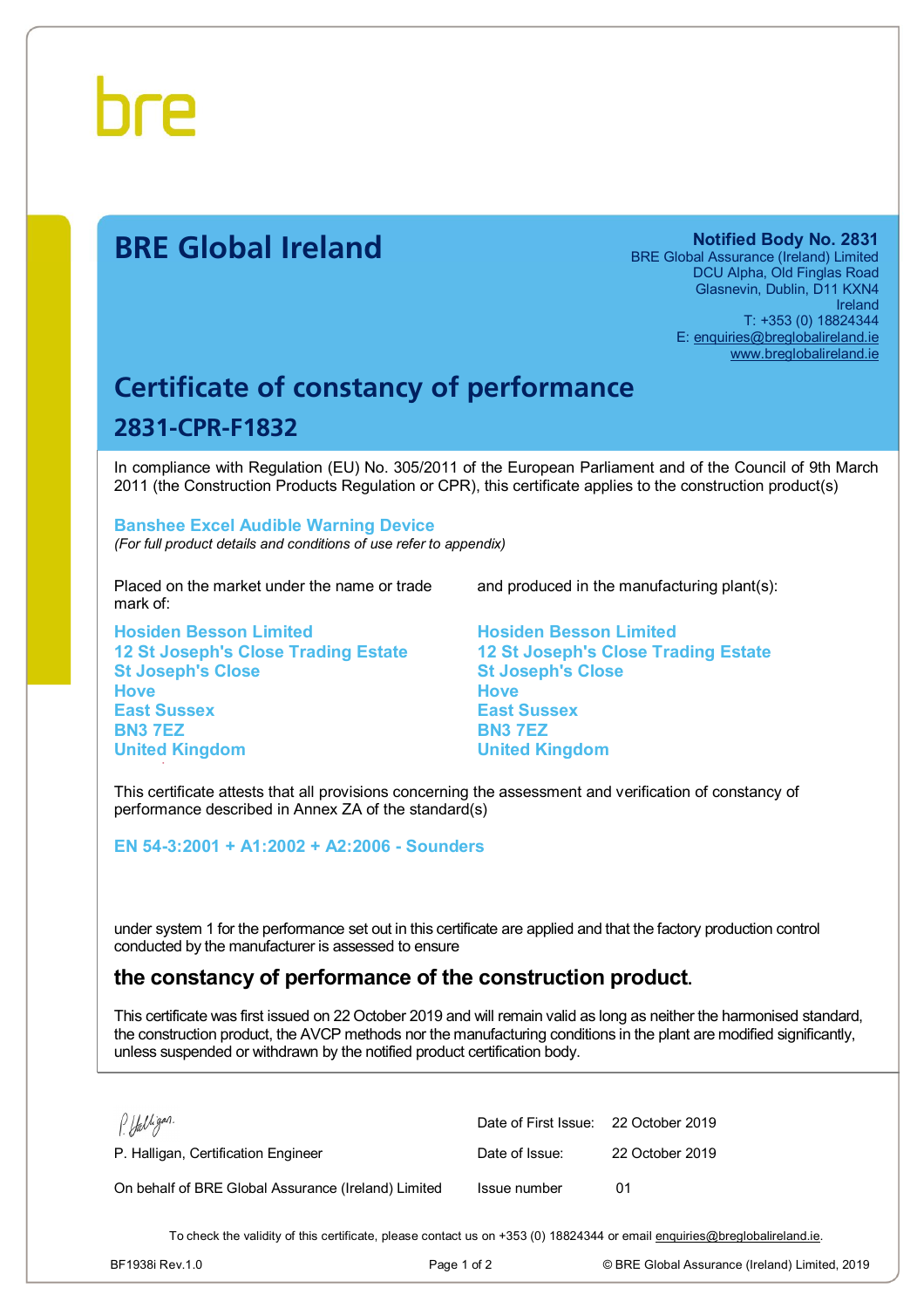bre

# BRE Global Ireland

**Notified Body No. 2831**
BRE Global Assurance (Ireland) Limited
DCU Alpha, Old Finglas Road
Glasnevin, Dublin, D11 KXN4
Ireland
T: +353 (0) 18824344
E: enquiries@breglobalireland.ie
www.breglobalireland.ie

## Certificate of constancy of performance

### 2831-CPR-F1832

In compliance with Regulation (EU) No. 305/2011 of the European Parliament and of the Council of 9th March 2011 (the Construction Products Regulation or CPR), this certificate applies to the construction product(s)

**Banshee Excel Audible Warning Device**
*(For full product details and conditions of use refer to appendix)*

Placed on the market under the name or trade mark of:

**Hosiden Besson Limited**
**12 St Joseph's Close Trading Estate**
**St Joseph's Close**
**Hove**
**East Sussex**
**BN3 7EZ**
**United Kingdom**

and produced in the manufacturing plant(s):

**Hosiden Besson Limited**
**12 St Joseph's Close Trading Estate**
**St Joseph's Close**
**Hove**
**East Sussex**
**BN3 7EZ**
**United Kingdom**

This certificate attests that all provisions concerning the assessment and verification of constancy of performance described in Annex ZA of the standard(s)

**EN 54-3:2001 + A1:2002 + A2:2006 - Sounders**

under system 1 for the performance set out in this certificate are applied and that the factory production control conducted by the manufacturer is assessed to ensure

**the constancy of performance of the construction product.**

This certificate was first issued on 22 October 2019 and will remain valid as long as neither the harmonised standard, the construction product, the AVCP methods nor the manufacturing conditions in the plant are modified significantly, unless suspended or withdrawn by the notified product certification body.

P. Halligan, Certification Engineer

On behalf of BRE Global Assurance (Ireland) Limited

| | |
|---|---|
| Date of First Issue: | 22 October 2019 |
| Date of Issue: | 22 October 2019 |
| Issue number | 01 |

To check the validity of this certificate, please contact us on +353 (0) 18824344 or email enquiries@breglobalireland.ie.

BF1938i Rev.1.0 © BRE Global Assurance (Ireland) Limited, 2019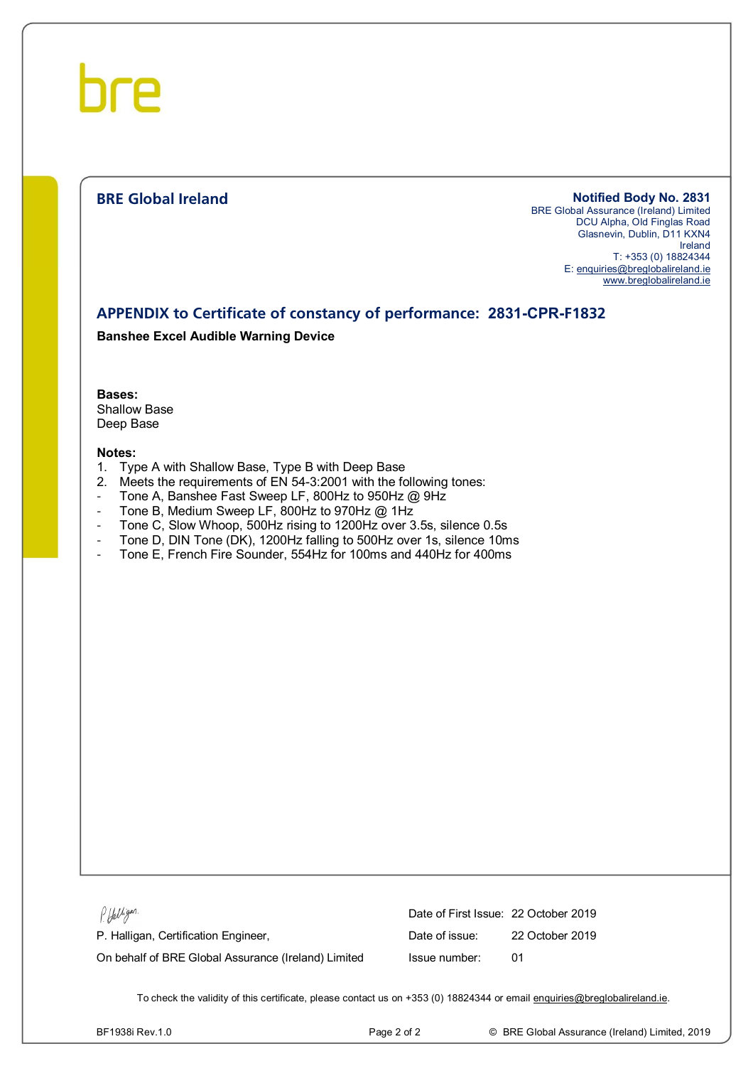bre

## BRE Global Ireland

**Notified Body No. 2831**
BRE Global Assurance (Ireland) Limited
DCU Alpha, Old Finglas Road
Glasnevin, Dublin, D11 KXN4
Ireland
T: +353 (0) 18824344
E: enquiries@breglobalireland.ie
www.breglobalireland.ie

## APPENDIX to Certificate of constancy of performance: 2831-CPR-F1832

**Banshee Excel Audible Warning Device**

**Bases:**
Shallow Base
Deep Base

**Notes:**

1. Type A with Shallow Base, Type B with Deep Base
2. Meets the requirements of EN 54-3:2001 with the following tones:

- Tone A, Banshee Fast Sweep LF, 800Hz to 950Hz @ 9Hz
- Tone B, Medium Sweep LF, 800Hz to 970Hz @ 1Hz
- Tone C, Slow Whoop, 500Hz rising to 1200Hz over 3.5s, silence 0.5s
- Tone D, DIN Tone (DK), 1200Hz falling to 500Hz over 1s, silence 10ms
- Tone E, French Fire Sounder, 554Hz for 100ms and 440Hz for 400ms

P. Halligan

P. Halligan, Certification Engineer,
On behalf of BRE Global Assurance (Ireland) Limited

| | |
|---|---|
| Date of First Issue: | 22 October 2019 |
| Date of issue: | 22 October 2019 |
| Issue number: | 01 |

To check the validity of this certificate, please contact us on +353 (0) 18824344 or email enquiries@breglobalireland.ie.

BF1938i Rev.1.0

© BRE Global Assurance (Ireland) Limited, 2019